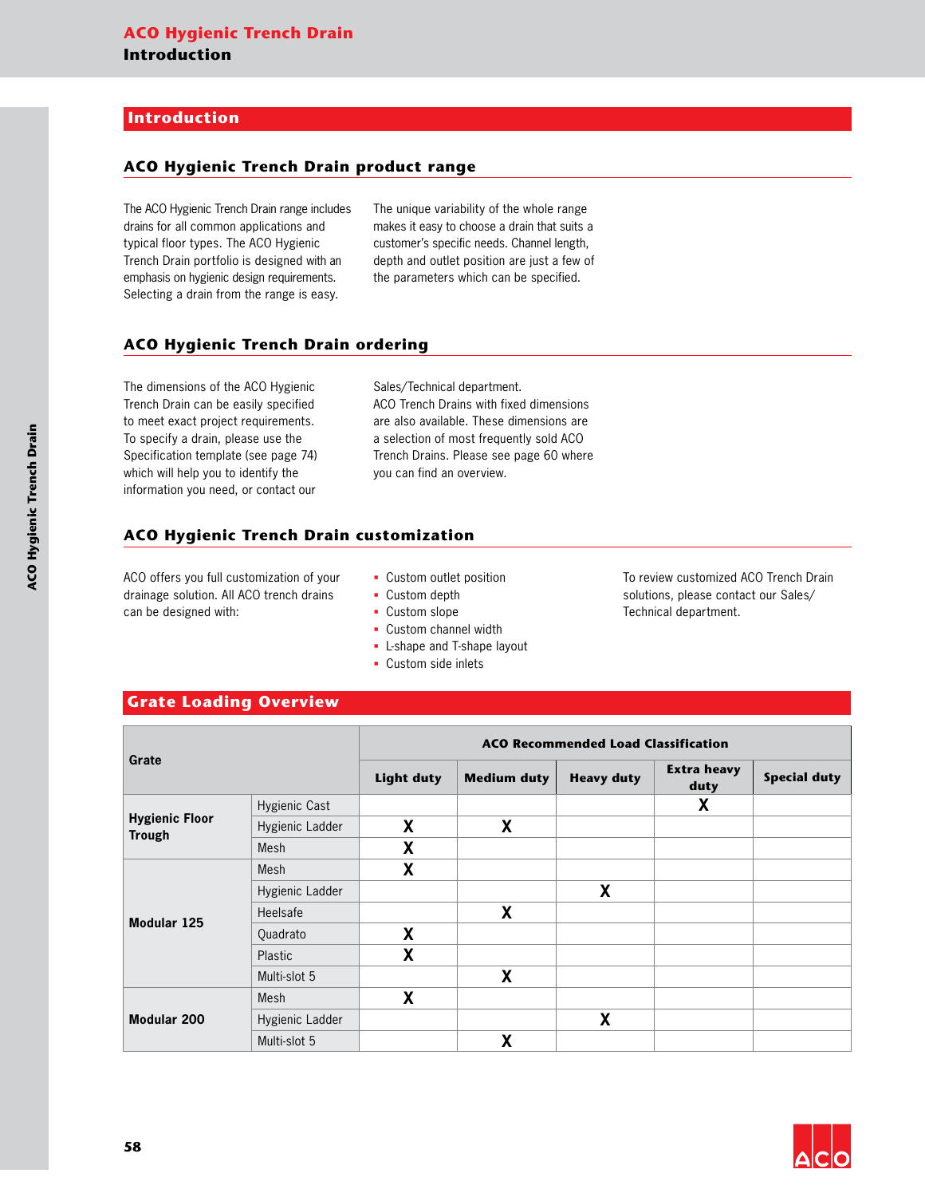## Introduction

### ACO Hygienic Trench Drain product range

The ACO Hygienic Trench Drain range includes drains for all common applications and typical floor types. The ACO Hygienic Trench Drain portfolio is designed with an emphasis on hygienic design requirements. Selecting a drain from the range is easy.

The unique variability of the whole range makes it easy to choose a drain that suits a customer's specific needs. Channel length, depth and outlet position are just a few of the parameters which can be specified.

### ACO Hygienic Trench Drain ordering

The dimensions of the ACO Hygienic Trench Drain can be easily specified to meet exact project requirements. To specify a drain, please use the Specification template (see page 74) which will help you to identify the information you need, or contact our Sales/Technical department.
ACO Trench Drains with fixed dimensions are also available. These dimensions are a selection of most frequently sold ACO Trench Drains. Please see page 60 where you can find an overview.

### ACO Hygienic Trench Drain customization

ACO offers you full customization of your drainage solution. All ACO trench drains can be designed with:

- Custom outlet position
- Custom depth
- Custom slope
- Custom channel width
- L-shape and T-shape layout
- Custom side inlets

To review customized ACO Trench Drain solutions, please contact our Sales/Technical department.

## Grate Loading Overview

| Grate | | ACO Recommended Load Classification | | | | |
|---|---|---|---|---|---|---|
| | | Light duty | Medium duty | Heavy duty | Extra heavy duty | Special duty |
| Hygienic Floor Trough | Hygienic Cast | | | | X | |
| | Hygienic Ladder | X | X | | | |
| | Mesh | X | | | | |
| Modular 125 | Mesh | X | | | | |
| | Hygienic Ladder | | | X | | |
| | Heelsafe | | X | | | |
| | Quadrato | X | | | | |
| | Plastic | X | | | | |
| | Multi-slot 5 | | X | | | |
| Modular 200 | Mesh | X | | | | |
| | Hygienic Ladder | | | X | | |
| | Multi-slot 5 | | X | | | |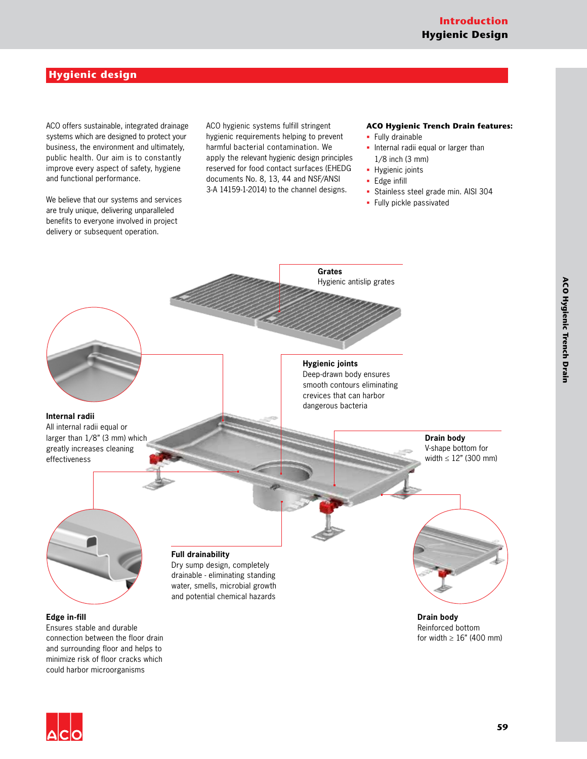## Hygienic design

ACO offers sustainable, integrated drainage systems which are designed to protect your business, the environment and ultimately, public health. Our aim is to constantly improve every aspect of safety, hygiene and functional performance.

We believe that our systems and services are truly unique, delivering unparalleled benefits to everyone involved in project delivery or subsequent operation.

ACO hygienic systems fulfill stringent hygienic requirements helping to prevent harmful bacterial contamination. We apply the relevant hygienic design principles reserved for food contact surfaces (EHEDG documents No. 8, 13, 44 and NSF/ANSI 3-A 14159-1-2014) to the channel designs.

**ACO Hygienic Trench Drain features:**

- Fully drainable
- Internal radii equal or larger than 1/8 inch (3 mm)
- Hygienic joints
- Edge infill
- Stainless steel grade min. AISI 304
- Fully pickle passivated

**Grates**
Hygienic antislip grates

**Hygienic joints**
Deep-drawn body ensures smooth contours eliminating crevices that can harbor dangerous bacteria

**Internal radii**
All internal radii equal or larger than 1/8" (3 mm) which greatly increases cleaning effectiveness

**Drain body**
V-shape bottom for width ≤ 12" (300 mm)

**Full drainability**
Dry sump design, completely drainable - eliminating standing water, smells, microbial growth and potential chemical hazards

**Edge in-fill**
Ensures stable and durable connection between the floor drain and surrounding floor and helps to minimize risk of floor cracks which could harbor microorganisms

**Drain body**
Reinforced bottom for width ≥ 16" (400 mm)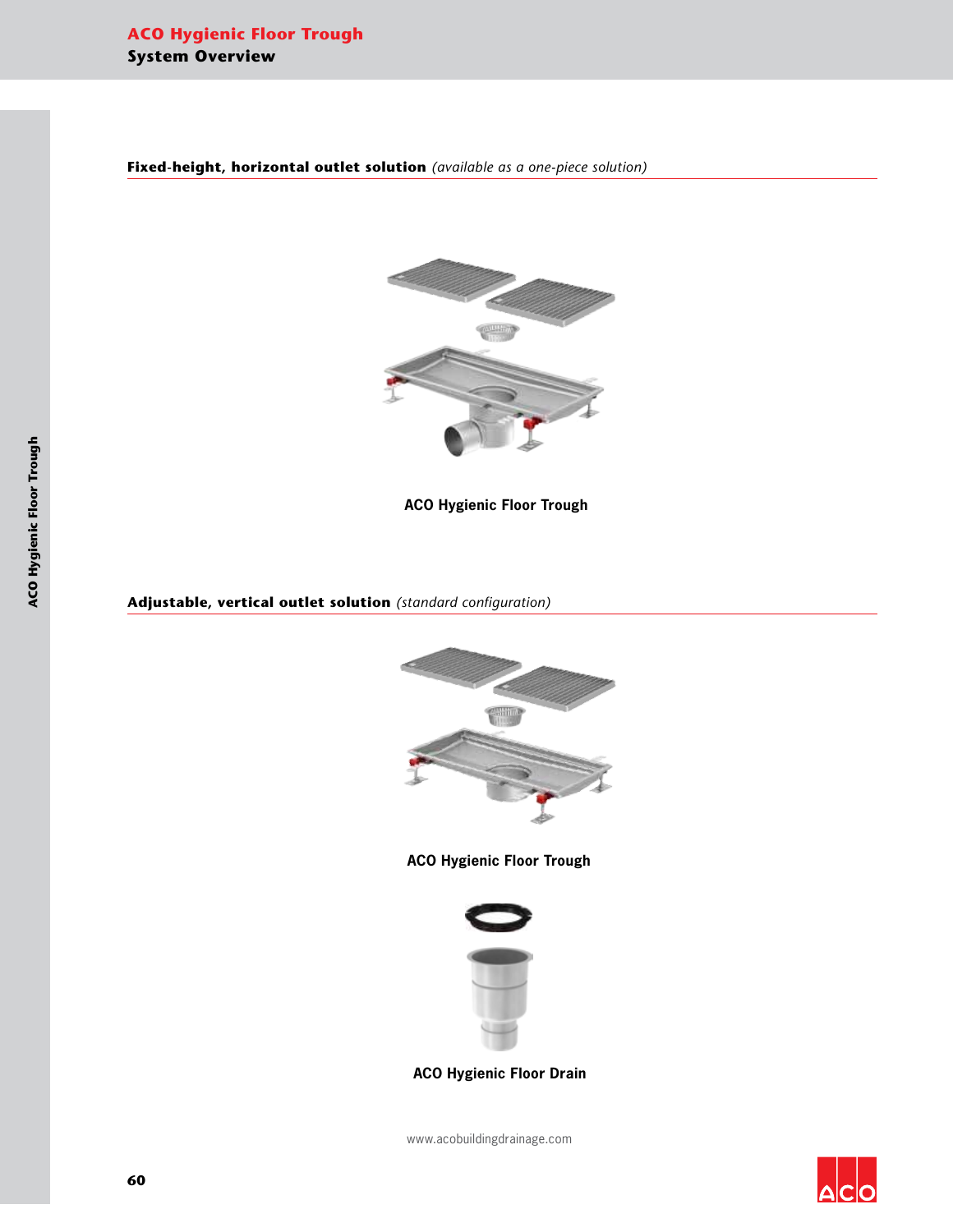# ACO Hygienic Floor Trough

## System Overview

**Fixed-height, horizontal outlet solution** *(available as a one-piece solution)*

**ACO Hygienic Floor Trough**

**Adjustable, vertical outlet solution** *(standard configuration)*

**ACO Hygienic Floor Trough**

**ACO Hygienic Floor Drain**

www.acobuildingdrainage.com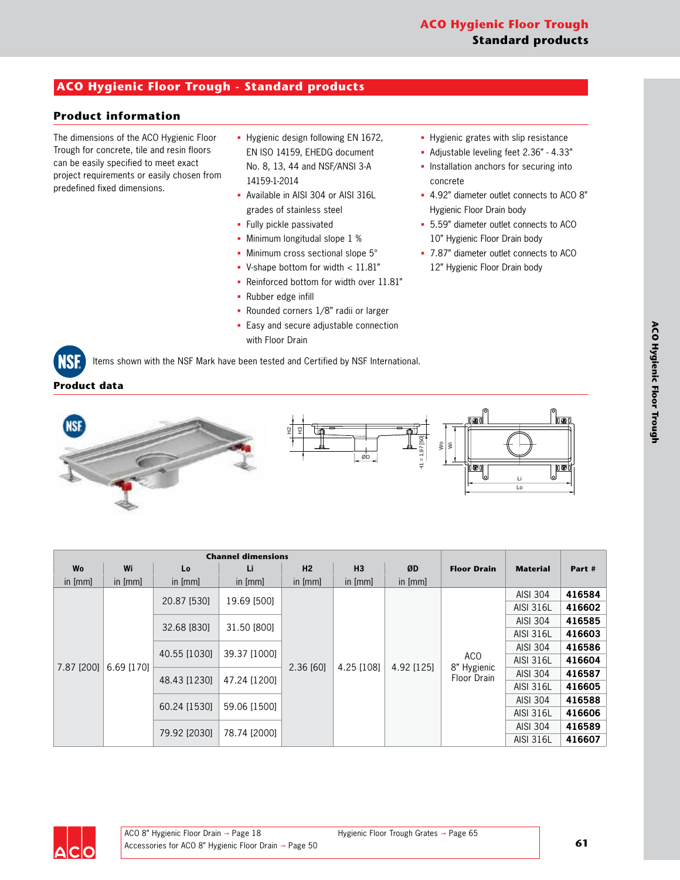## ACO Hygienic Floor Trough - Standard products

### Product information

The dimensions of the ACO Hygienic Floor Trough for concrete, tile and resin floors can be easily specified to meet exact project requirements or easily chosen from predefined fixed dimensions.

- Hygienic design following EN 1672, EN ISO 14159, EHEDG document No. 8, 13, 44 and NSF/ANSI 3-A 14159-1-2014
- Available in AISI 304 or AISI 316L grades of stainless steel
- Fully pickle passivated
- Minimum longitudinal slope 1 %
- Minimum cross sectional slope 5°
- V-shape bottom for width < 11.81"
- Reinforced bottom for width over 11.81"
- Rubber edge infill
- Rounded corners 1/8" radii or larger
- Easy and secure adjustable connection with Floor Drain
- Hygienic grates with slip resistance
- Adjustable leveling feet 2.36" - 4.33"
- Installation anchors for securing into concrete
- 4.92" diameter outlet connects to ACO 8" Hygienic Floor Drain body
- 5.59" diameter outlet connects to ACO 10" Hygienic Floor Drain body
- 7.87" diameter outlet connects to ACO 12" Hygienic Floor Drain body

Items shown with the NSF Mark have been tested and Certified by NSF International.

### Product data

H2
H3
ØD
H1 = 1.97 [50]
Wo
Wi
Li
Lo

| Channel dimensions | | | | | | | | | |
|---|---|---|---|---|---|---|---|---|---|
| Wo in [mm] | Wi in [mm] | Lo in [mm] | Li in [mm] | H2 in [mm] | H3 in [mm] | ØD in [mm] | Floor Drain | Material | Part # |
| 7.87 [200] | 6.69 [170] | 20.87 [530] | 19.69 [500] | 2.36 [60] | 4.25 [108] | 4.92 [125] | ACO 8" Hygienic Floor Drain | AISI 304 | **416584** |
| | | | | | | | | AISI 316L | **416602** |
| | | 32.68 [830] | 31.50 [800] | | | | | AISI 304 | **416585** |
| | | | | | | | | AISI 316L | **416603** |
| | | 40.55 [1030] | 39.37 [1000] | | | | | AISI 304 | **416586** |
| | | | | | | | | AISI 316L | **416604** |
| | | 48.43 [1230] | 47.24 [1200] | | | | | AISI 304 | **416587** |
| | | | | | | | | AISI 316L | **416605** |
| | | 60.24 [1530] | 59.06 [1500] | | | | | AISI 304 | **416588** |
| | | | | | | | | AISI 316L | **416606** |
| | | 79.92 [2030] | 78.74 [2000] | | | | | AISI 304 | **416589** |
| | | | | | | | | AISI 316L | **416607** |

ACO 8" Hygienic Floor Drain → Page 18
Accessories for ACO 8" Hygienic Floor Drain → Page 50
Hygienic Floor Trough Grates → Page 65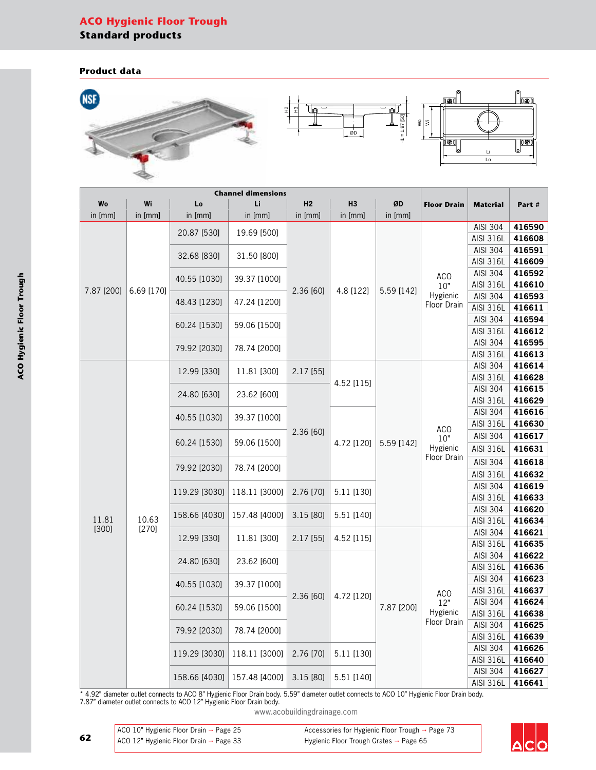## ACO Hygienic Floor Trough
### Standard products

### Product data

H2 H3 ØD -L = 1.97 [50] Wo Wi Li Lo

| Wo in [mm] | Wi in [mm] | Lo in [mm] | Li in [mm] | H2 in [mm] | H3 in [mm] | ØD in [mm] | Floor Drain | Material | Part # |
|---|---|---|---|---|---|---|---|---|---|
| 7.87 [200] | 6.69 [170] | 20.87 [530] | 19.69 [500] | 2.36 [60] | 4.8 [122] | 5.59 [142] | ACO 10" Hygienic Floor Drain | AISI 304 | **416590** |
| | | | | | | | | AISI 316L | **416608** |
| | | 32.68 [830] | 31.50 [800] | | | | | AISI 304 | **416591** |
| | | | | | | | | AISI 316L | **416609** |
| | | 40.55 [1030] | 39.37 [1000] | | | | | AISI 304 | **416592** |
| | | | | | | | | AISI 316L | **416610** |
| | | 48.43 [1230] | 47.24 [1200] | | | | | AISI 304 | **416593** |
| | | | | | | | | AISI 316L | **416611** |
| | | 60.24 [1530] | 59.06 [1500] | | | | | AISI 304 | **416594** |
| | | | | | | | | AISI 316L | **416612** |
| | | 79.92 [2030] | 78.74 [2000] | | | | | AISI 304 | **416595** |
| | | | | | | | | AISI 316L | **416613** |
| 11.81 [300] | 10.63 [270] | 12.99 [330] | 11.81 [300] | 2.17 [55] | 4.52 [115] | 5.59 [142] | ACO 10" Hygienic Floor Drain | AISI 304 | **416614** |
| | | | | | | | | AISI 316L | **416628** |
| | | 24.80 [630] | 23.62 [600] | 2.36 [60] | | | | AISI 304 | **416615** |
| | | | | | | | | AISI 316L | **416629** |
| | | 40.55 [1030] | 39.37 [1000] | | 4.72 [120] | | | AISI 304 | **416616** |
| | | | | | | | | AISI 316L | **416630** |
| | | 60.24 [1530] | 59.06 [1500] | | | | | AISI 304 | **416617** |
| | | | | | | | | AISI 316L | **416631** |
| | | 79.92 [2030] | 78.74 [2000] | | | | | AISI 304 | **416618** |
| | | | | | | | | AISI 316L | **416632** |
| | | 119.29 [3030] | 118.11 [3000] | 2.76 [70] | 5.11 [130] | | | AISI 304 | **416619** |
| | | | | | | | | AISI 316L | **416633** |
| | | 158.66 [4030] | 157.48 [4000] | 3.15 [80] | 5.51 [140] | | | AISI 304 | **416620** |
| | | | | | | | | AISI 316L | **416634** |
| | | 12.99 [330] | 11.81 [300] | 2.17 [55] | 4.52 [115] | 7.87 [200] | ACO 12" Hygienic Floor Drain | AISI 304 | **416621** |
| | | | | | | | | AISI 316L | **416635** |
| | | 24.80 [630] | 23.62 [600] | 2.36 [60] | 4.72 [120] | | | AISI 304 | **416622** |
| | | | | | | | | AISI 316L | **416636** |
| | | 40.55 [1030] | 39.37 [1000] | | | | | AISI 304 | **416623** |
| | | | | | | | | AISI 316L | **416637** |
| | | 60.24 [1530] | 59.06 [1500] | | | | | AISI 304 | **416624** |
| | | | | | | | | AISI 316L | **416638** |
| | | 79.92 [2030] | 78.74 [2000] | | | | | AISI 304 | **416625** |
| | | | | | | | | AISI 316L | **416639** |
| | | 119.29 [3030] | 118.11 [3000] | 2.76 [70] | 5.11 [130] | | | AISI 304 | **416626** |
| | | | | | | | | AISI 316L | **416640** |
| | | 158.66 [4030] | 157.48 [4000] | 3.15 [80] | 5.51 [140] | | | AISI 304 | **416627** |
| | | | | | | | | AISI 316L | **416641** |

* 4.92" diameter outlet connects to ACO 8" Hygienic Floor Drain body. 5.59" diameter outlet connects to ACO 10" Hygienic Floor Drain body. 7.87" diameter outlet connects to ACO 12" Hygienic Floor Drain body.

www.acobuildingdrainage.com

ACO 10" Hygienic Floor Drain → Page 25
ACO 12" Hygienic Floor Drain → Page 33
Accessories for Hygienic Floor Trough → Page 73
Hygienic Floor Trough Grates → Page 65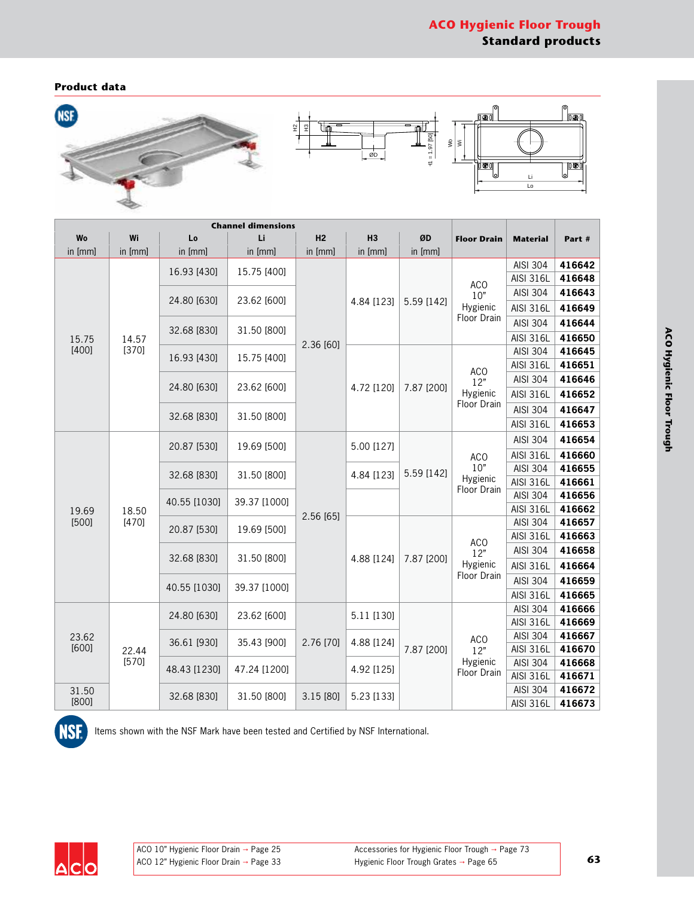# ACO Hygienic Floor Trough

## Standard products

### Product data

| Channel dimensions | | | | | | | | | | |
|---|---|---|---|---|---|---|---|---|---|---|
| Wo in [mm] | Wi in [mm] | Lo in [mm] | Li in [mm] | H2 in [mm] | H3 in [mm] | ØD in [mm] | Floor Drain | Material | Part # |
| 15.75 [400] | 14.57 [370] | 16.93 [430] | 15.75 [400] | 2.36 [60] | 4.84 [123] | 5.59 [142] | ACO 10" Hygienic Floor Drain | AISI 304 | 416642 |
| | | | | | | | | AISI 316L | 416648 |
| | | 24.80 [630] | 23.62 [600] | | | | | AISI 304 | 416643 |
| | | | | | | | | AISI 316L | 416649 |
| | | 32.68 [830] | 31.50 [800] | | | | | AISI 304 | 416644 |
| | | | | | | | | AISI 316L | 416650 |
| | | 16.93 [430] | 15.75 [400] | | 4.72 [120] | 7.87 [200] | ACO 12" Hygienic Floor Drain | AISI 304 | 416645 |
| | | | | | | | | AISI 316L | 416651 |
| | | 24.80 [630] | 23.62 [600] | | | | | AISI 304 | 416646 |
| | | | | | | | | AISI 316L | 416652 |
| | | 32.68 [830] | 31.50 [800] | | | | | AISI 304 | 416647 |
| | | | | | | | | AISI 316L | 416653 |
| 19.69 [500] | 18.50 [470] | 20.87 [530] | 19.69 [500] | 2.56 [65] | 5.00 [127] | 5.59 [142] | ACO 10" Hygienic Floor Drain | AISI 304 | 416654 |
| | | | | | | | | AISI 316L | 416660 |
| | | 32.68 [830] | 31.50 [800] | | 4.84 [123] | | | AISI 304 | 416655 |
| | | | | | | | | AISI 316L | 416661 |
| | | 40.55 [1030] | 39.37 [1000] | | | | | AISI 304 | 416656 |
| | | | | | | | | AISI 316L | 416662 |
| | | 20.87 [530] | 19.69 [500] | | 4.88 [124] | 7.87 [200] | ACO 12" Hygienic Floor Drain | AISI 304 | 416657 |
| | | | | | | | | AISI 316L | 416663 |
| | | 32.68 [830] | 31.50 [800] | | | | | AISI 304 | 416658 |
| | | | | | | | | AISI 316L | 416664 |
| | | 40.55 [1030] | 39.37 [1000] | | | | | AISI 304 | 416659 |
| | | | | | | | | AISI 316L | 416665 |
| 23.62 [600] | 22.44 [570] | 24.80 [630] | 23.62 [600] | 2.76 [70] | 5.11 [130] | 7.87 [200] | ACO 12" Hygienic Floor Drain | AISI 304 | 416666 |
| | | | | | | | | AISI 316L | 416669 |
| | | 36.61 [930] | 35.43 [900] | | 4.88 [124] | | | AISI 304 | 416667 |
| | | | | | | | | AISI 316L | 416670 |
| | | 48.43 [1230] | 47.24 [1200] | | 4.92 [125] | | | AISI 304 | 416668 |
| | | | | | | | | AISI 316L | 416671 |
| 31.50 [800] | | 32.68 [830] | 31.50 [800] | 3.15 [80] | 5.23 [133] | | | AISI 304 | 416672 |
| | | | | | | | | AISI 316L | 416673 |

Items shown with the NSF Mark have been tested and Certified by NSF International.

ACO 10" Hygienic Floor Drain → Page 25
ACO 12" Hygienic Floor Drain → Page 33
Accessories for Hygienic Floor Trough → Page 73
Hygienic Floor Trough Grates → Page 65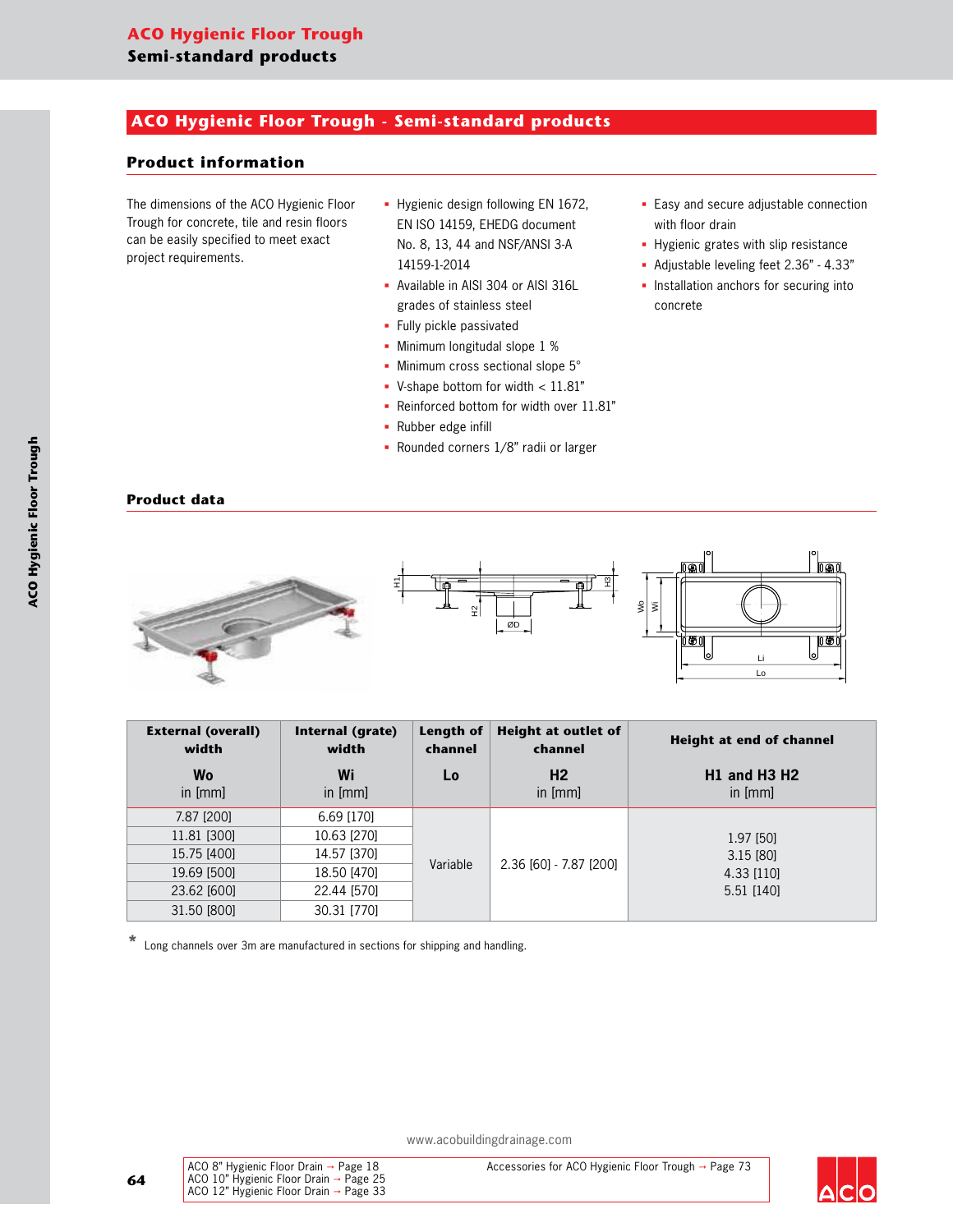## ACO Hygienic Floor Trough - Semi-standard products

### Product information

The dimensions of the ACO Hygienic Floor Trough for concrete, tile and resin floors can be easily specified to meet exact project requirements.

- Hygienic design following EN 1672, EN ISO 14159, EHEDG document No. 8, 13, 44 and NSF/ANSI 3-A 14159-1-2014
- Available in AISI 304 or AISI 316L grades of stainless steel
- Fully pickle passivated
- Minimum longitudinal slope 1 %
- Minimum cross sectional slope 5°
- V-shape bottom for width < 11.81"
- Reinforced bottom for width over 11.81"
- Rubber edge infill
- Rounded corners 1/8" radii or larger
- Easy and secure adjustable connection with floor drain
- Hygienic grates with slip resistance
- Adjustable leveling feet 2.36" - 4.33"
- Installation anchors for securing into concrete

### Product data

| External (overall) width<br>Wo<br>in [mm] | Internal (grate) width<br>Wi<br>in [mm] | Length of channel<br>Lo | Height at outlet of channel<br>H2<br>in [mm] | Height at end of channel<br>H1 and H3 H2<br>in [mm] |
|---|---|---|---|---|
| 7.87 [200] | 6.69 [170] | Variable | 2.36 [60] - 7.87 [200] | 1.97 [50]<br>3.15 [80]<br>4.33 [110]<br>5.51 [140] |
| 11.81 [300] | 10.63 [270] | | | |
| 15.75 [400] | 14.57 [370] | | | |
| 19.69 [500] | 18.50 [470] | | | |
| 23.62 [600] | 22.44 [570] | | | |
| 31.50 [800] | 30.31 [770] | | | |

* Long channels over 3m are manufactured in sections for shipping and handling.

www.acobuildingdrainage.com

ACO 8" Hygienic Floor Drain → Page 18
ACO 10" Hygienic Floor Drain → Page 25
ACO 12" Hygienic Floor Drain → Page 33
Accessories for ACO Hygienic Floor Trough → Page 73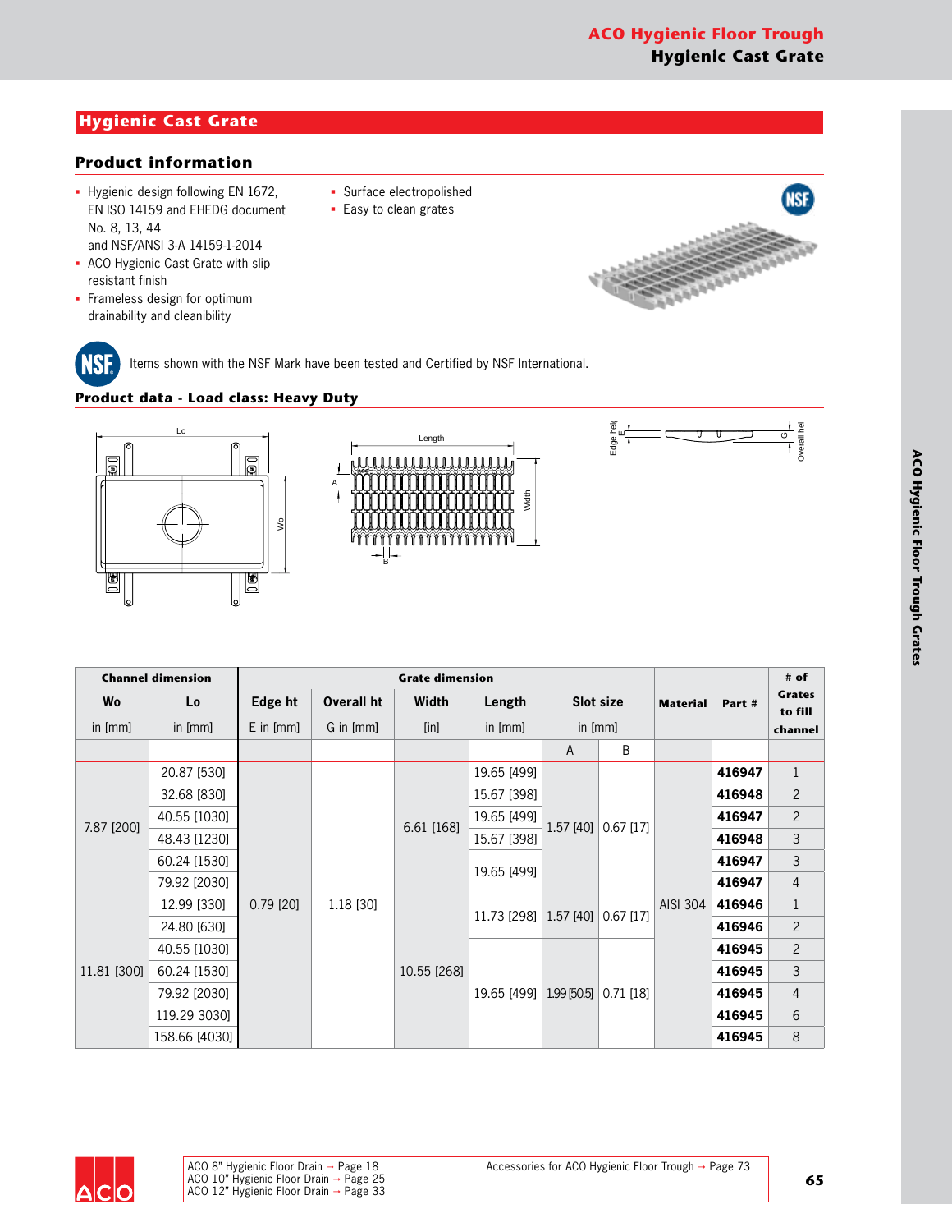## Hygienic Cast Grate

### Product information

- Hygienic design following EN 1672, EN ISO 14159 and EHEDG document No. 8, 13, 44 and NSF/ANSI 3-A 14159-1-2014
- ACO Hygienic Cast Grate with slip resistant finish
- Frameless design for optimum drainability and cleanibility
- Surface electropolished
- Easy to clean grates

Items shown with the NSF Mark have been tested and Certified by NSF International.

### Product data - Load class: Heavy Duty

Lo

Wo

Length

A

B

Width

Edge height E

G

Overall height

| Channel dimension | | Grate dimension | | | | | | Material | Part # | # of Grates to fill channel |
|---|---|---|---|---|---|---|---|---|---|---|
| Wo | Lo | Edge ht | Overall ht | Width | Length | Slot size | | | | |
| in [mm] | in [mm] | E in [mm] | G in [mm] | [in] | in [mm] | in [mm] | | | | |
| | | | | | | A | B | | | |
| 7.87 [200] | 20.87 [530] | 0.79 [20] | 1.18 [30] | 6.61 [168] | 19.65 [499] | 1.57 [40] | 0.67 [17] | AISI 304 | **416947** | 1 |
| | 32.68 [830] | | | | 15.67 [398] | | | | **416948** | 2 |
| | 40.55 [1030] | | | | 19.65 [499] | | | | **416947** | 2 |
| | 48.43 [1230] | | | | 15.67 [398] | | | | **416948** | 3 |
| | 60.24 [1530] | | | | 19.65 [499] | | | | **416947** | 3 |
| | 79.92 [2030] | | | | | | | | **416947** | 4 |
| 11.81 [300] | 12.99 [330] | | | 10.55 [268] | 11.73 [298] | 1.57 [40] | 0.67 [17] | | **416946** | 1 |
| | 24.80 [630] | | | | | | | | **416946** | 2 |
| | 40.55 [1030] | | | | 19.65 [499] | 1.99 [50.5] | 0.71 [18] | | **416945** | 2 |
| | 60.24 [1530] | | | | | | | | **416945** | 3 |
| | 79.92 [2030] | | | | | | | | **416945** | 4 |
| | 119.29 3030] | | | | | | | | **416945** | 6 |
| | 158.66 [4030] | | | | | | | | **416945** | 8 |

ACO 8" Hygienic Floor Drain → Page 18
ACO 10" Hygienic Floor Drain → Page 25
ACO 12" Hygienic Floor Drain → Page 33

Accessories for ACO Hygienic Floor Trough → Page 73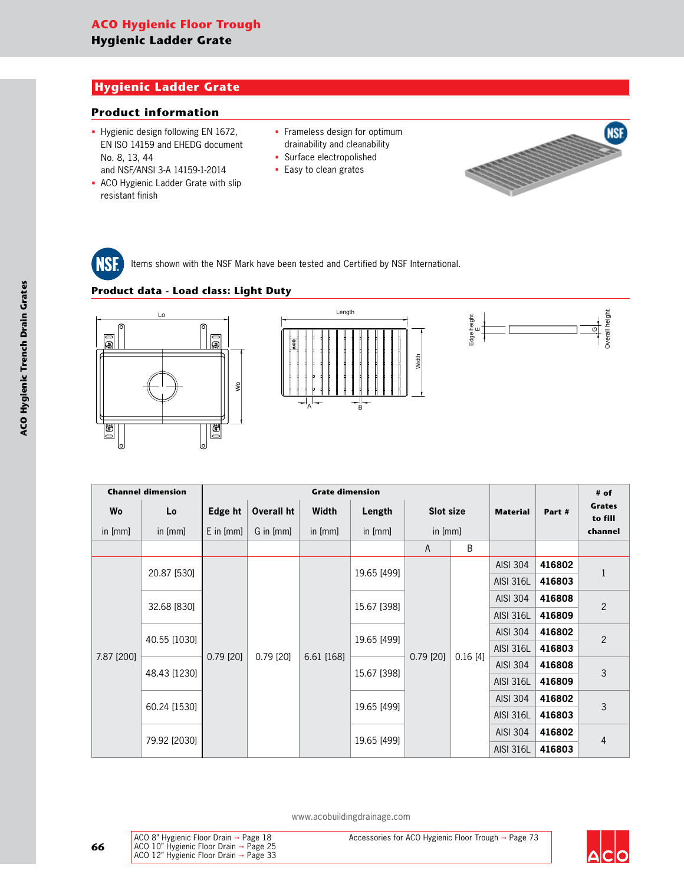# ACO Hygienic Floor Trough
## Hygienic Ladder Grate

## Hygienic Ladder Grate

### Product information

- Hygienic design following EN 1672, EN ISO 14159 and EHEDG document No. 8, 13, 44 and NSF/ANSI 3-A 14159-1-2014
- ACO Hygienic Ladder Grate with slip resistant finish
- Frameless design for optimum drainability and cleanability
- Surface electropolished
- Easy to clean grates

Items shown with the NSF Mark have been tested and Certified by NSF International.

### Product data - Load class: Light Duty

Lo
Wo
Length
Width
A
B
Edge height E
G
Overall height

| Channel dimension | | Grate dimension | | | | | | Material | Part # | # of Grates to fill channel |
|---|---|---|---|---|---|---|---|---|---|---|
| Wo | Lo | Edge ht | Overall ht | Width | Length | Slot size | | | | |
| in [mm] | in [mm] | E in [mm] | G in [mm] | in [mm] | in [mm] | in [mm] | | | | |
| | | | | | | A | B | | | |
| 7.87 [200] | 20.87 [530] | 0.79 [20] | 0.79 [20] | 6.61 [168] | 19.65 [499] | 0.79 [20] | 0.16 [4] | AISI 304 | 416802 | 1 |
| | | | | | | | | AISI 316L | 416803 | |
| | 32.68 [830] | | | | 15.67 [398] | | | AISI 304 | 416808 | 2 |
| | | | | | | | | AISI 316L | 416809 | |
| | 40.55 [1030] | | | | 19.65 [499] | | | AISI 304 | 416802 | 2 |
| | | | | | | | | AISI 316L | 416803 | |
| | 48.43 [1230] | | | | 15.67 [398] | | | AISI 304 | 416808 | 3 |
| | | | | | | | | AISI 316L | 416809 | |
| | 60.24 [1530] | | | | 19.65 [499] | | | AISI 304 | 416802 | 3 |
| | | | | | | | | AISI 316L | 416803 | |
| | 79.92 [2030] | | | | 19.65 [499] | | | AISI 304 | 416802 | 4 |
| | | | | | | | | AISI 316L | 416803 | |

www.acobuildingdrainage.com

ACO 8" Hygienic Floor Drain → Page 18
ACO 10" Hygienic Floor Drain → Page 25
ACO 12" Hygienic Floor Drain → Page 33

Accessories for ACO Hygienic Floor Trough → Page 73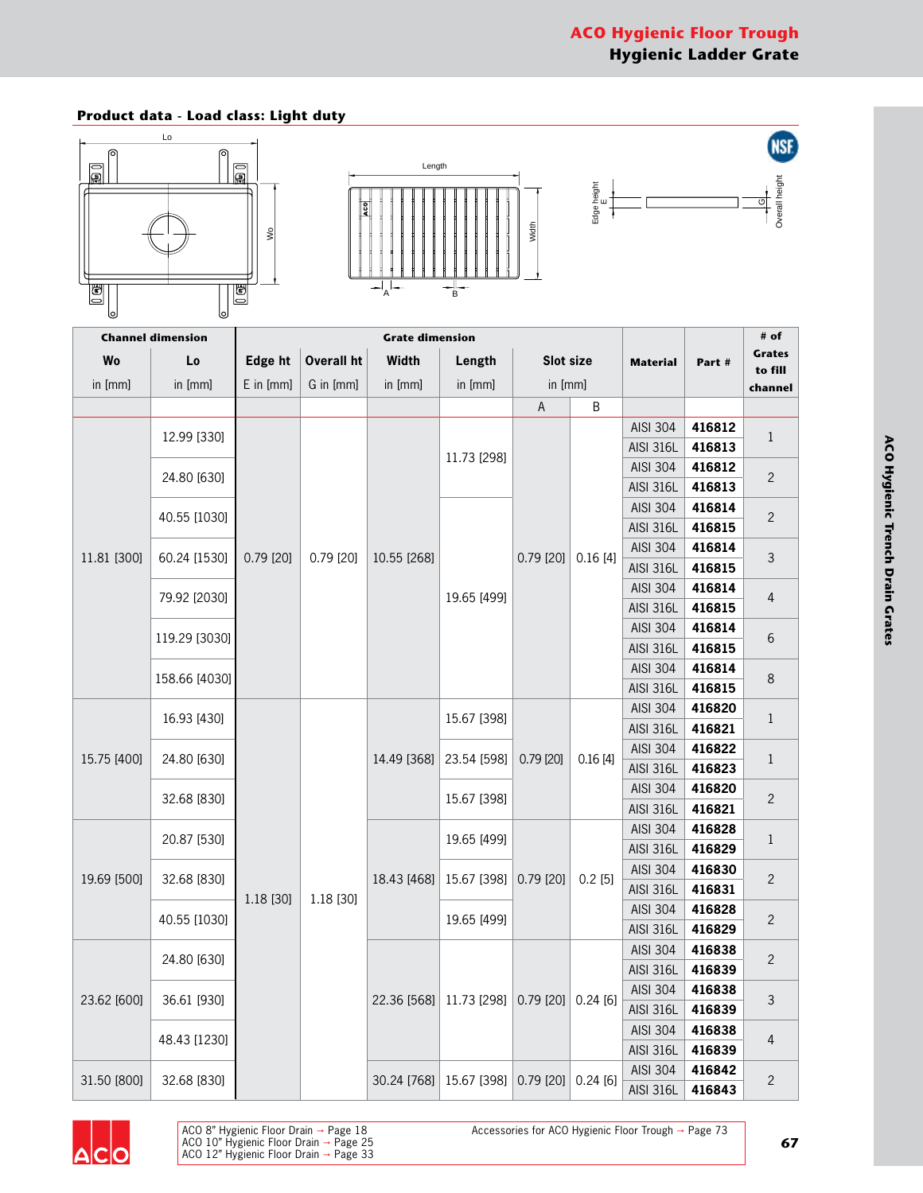# ACO Hygienic Floor Trough

## Hygienic Ladder Grate

### Product data - Load class: Light duty

Lo

Wo

Length

Width

A

B

Edge height E

G

Overall height

| Channel dimension Wo in [mm] | Channel dimension Lo in [mm] | Edge ht E in [mm] | Overall ht G in [mm] | Grate dimension Width in [mm] | Grate dimension Length in [mm] | Slot size A in [mm] | Slot size B in [mm] | Material | Part # | # of Grates to fill channel |
|---|---|---|---|---|---|---|---|---|---|---|
| 11.81 [300] | 12.99 [330] | 0.79 [20] | 0.79 [20] | 10.55 [268] | 11.73 [298] | 0.79 [20] | 0.16 [4] | AISI 304 | **416812** | 1 |
| | | | | | | | | AISI 316L | **416813** | |
| | 24.80 [630] | | | | | | | AISI 304 | **416812** | 2 |
| | | | | | | | | AISI 316L | **416813** | |
| | 40.55 [1030] | | | | 19.65 [499] | | | AISI 304 | **416814** | 2 |
| | | | | | | | | AISI 316L | **416815** | |
| | 60.24 [1530] | | | | | | | AISI 304 | **416814** | 3 |
| | | | | | | | | AISI 316L | **416815** | |
| | 79.92 [2030] | | | | | | | AISI 304 | **416814** | 4 |
| | | | | | | | | AISI 316L | **416815** | |
| | 119.29 [3030] | | | | | | | AISI 304 | **416814** | 6 |
| | | | | | | | | AISI 316L | **416815** | |
| | 158.66 [4030] | | | | | | | AISI 304 | **416814** | 8 |
| | | | | | | | | AISI 316L | **416815** | |
| 15.75 [400] | 16.93 [430] | 1.18 [30] | 1.18 [30] | 14.49 [368] | 15.67 [398] | 0.79 [20] | 0.16 [4] | AISI 304 | **416820** | 1 |
| | | | | | | | | AISI 316L | **416821** | |
| | 24.80 [630] | | | | 23.54 [598] | | | AISI 304 | **416822** | 1 |
| | | | | | | | | AISI 316L | **416823** | |
| | 32.68 [830] | | | | 15.67 [398] | | | AISI 304 | **416820** | 2 |
| | | | | | | | | AISI 316L | **416821** | |
| 19.69 [500] | 20.87 [530] | | | 18.43 [468] | 19.65 [499] | 0.79 [20] | 0.2 [5] | AISI 304 | **416828** | 1 |
| | | | | | | | | AISI 316L | **416829** | |
| | 32.68 [830] | | | | 15.67 [398] | | | AISI 304 | **416830** | 2 |
| | | | | | | | | AISI 316L | **416831** | |
| | 40.55 [1030] | | | | 19.65 [499] | | | AISI 304 | **416828** | 2 |
| | | | | | | | | AISI 316L | **416829** | |
| 23.62 [600] | 24.80 [630] | | | 22.36 [568] | 11.73 [298] | 0.79 [20] | 0.24 [6] | AISI 304 | **416838** | 2 |
| | | | | | | | | AISI 316L | **416839** | |
| | 36.61 [930] | | | | | | | AISI 304 | **416838** | 3 |
| | | | | | | | | AISI 316L | **416839** | |
| | 48.43 [1230] | | | | | | | AISI 304 | **416838** | 4 |
| | | | | | | | | AISI 316L | **416839** | |
| 31.50 [800] | 32.68 [830] | | | 30.24 [768] | 15.67 [398] | 0.79 [20] | 0.24 [6] | AISI 304 | **416842** | 2 |
| | | | | | | | | AISI 316L | **416843** | |

ACO 8" Hygienic Floor Drain → Page 18
ACO 10" Hygienic Floor Drain → Page 25
ACO 12" Hygienic Floor Drain → Page 33

Accessories for ACO Hygienic Floor Trough → Page 73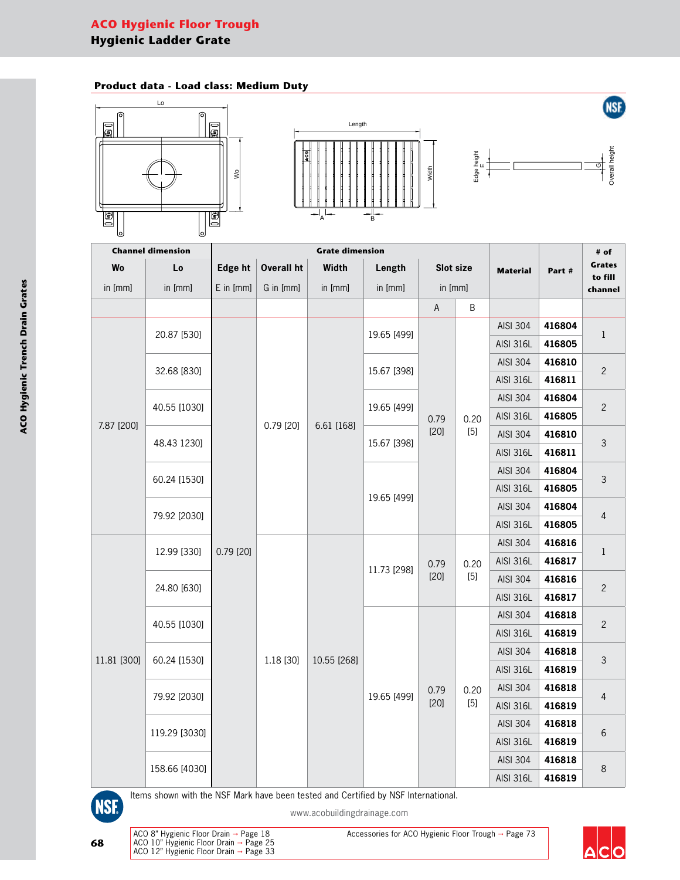# ACO Hygienic Floor Trough

## Hygienic Ladder Grate

### Product data - Load class: Medium Duty

Lo

Wo

Length

Width

A

B

Edge height E

G

Overall height

| Channel dimension Wo in [mm] | Channel dimension Lo in [mm] | Grate dimension Edge ht E in [mm] | Overall ht G in [mm] | Width in [mm] | Length in [mm] | Slot size in [mm] A | Slot size in [mm] B | Material | Part # | # of Grates to fill channel |
|---|---|---|---|---|---|---|---|---|---|---|
| 7.87 [200] | 20.87 [530] | 0.79 [20] | 0.79 [20] | 6.61 [168] | 19.65 [499] | 0.79 [20] | 0.20 [5] | AISI 304 | **416804** | 1 |
| | | | | | | | | AISI 316L | **416805** | |
| | 32.68 [830] | | | | 15.67 [398] | | | AISI 304 | **416810** | 2 |
| | | | | | | | | AISI 316L | **416811** | |
| | 40.55 [1030] | | | | 19.65 [499] | | | AISI 304 | **416804** | 2 |
| | | | | | | | | AISI 316L | **416805** | |
| | 48.43 1230] | | | | 15.67 [398] | | | AISI 304 | **416810** | 3 |
| | | | | | | | | AISI 316L | **416811** | |
| | 60.24 [1530] | | | | 19.65 [499] | | | AISI 304 | **416804** | 3 |
| | | | | | | | | AISI 316L | **416805** | |
| | 79.92 [2030] | | | | | | | AISI 304 | **416804** | 4 |
| | | | | | | | | AISI 316L | **416805** | |
| 11.81 [300] | 12.99 [330] | | 1.18 [30] | 10.55 [268] | 11.73 [298] | 0.79 [20] | 0.20 [5] | AISI 304 | **416816** | 1 |
| | | | | | | | | AISI 316L | **416817** | |
| | 24.80 [630] | | | | | | | AISI 304 | **416816** | 2 |
| | | | | | | | | AISI 316L | **416817** | |
| | 40.55 [1030] | | | | 19.65 [499] | 0.79 [20] | 0.20 [5] | AISI 304 | **416818** | 2 |
| | | | | | | | | AISI 316L | **416819** | |
| | 60.24 [1530] | | | | | | | AISI 304 | **416818** | 3 |
| | | | | | | | | AISI 316L | **416819** | |
| | 79.92 [2030] | | | | | | | AISI 304 | **416818** | 4 |
| | | | | | | | | AISI 316L | **416819** | |
| | 119.29 [3030] | | | | | | | AISI 304 | **416818** | 6 |
| | | | | | | | | AISI 316L | **416819** | |
| | 158.66 [4030] | | | | | | | AISI 304 | **416818** | 8 |
| | | | | | | | | AISI 316L | **416819** | |

Items shown with the NSF Mark have been tested and Certified by NSF International.

www.acobuildingdrainage.com

ACO 8" Hygienic Floor Drain → Page 18
ACO 10" Hygienic Floor Drain → Page 25
ACO 12" Hygienic Floor Drain → Page 33

Accessories for ACO Hygienic Floor Trough → Page 73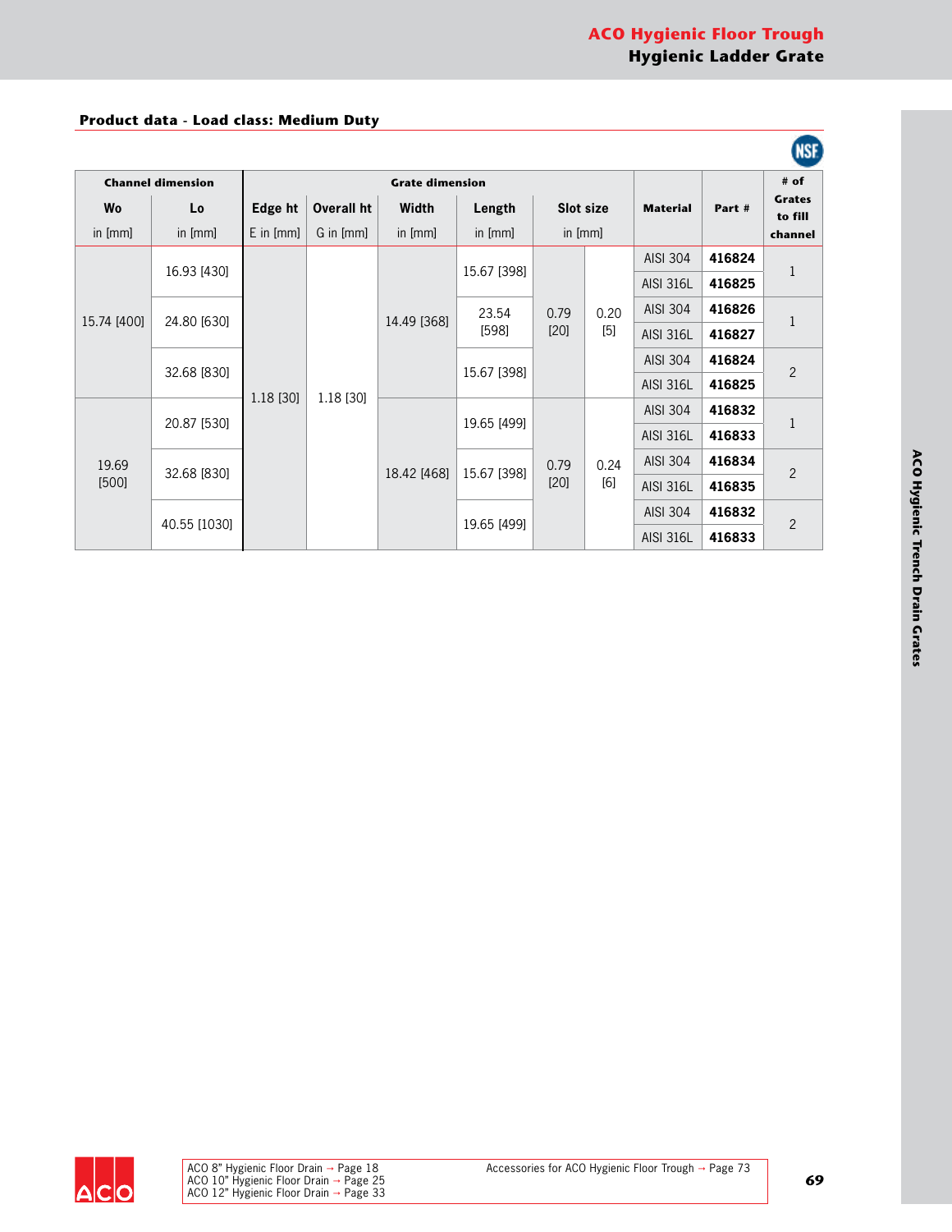## Product data - Load class: Medium Duty

| Channel dimension | | Grate dimension | | | | | | | | # of Grates to fill channel |
|---|---|---|---|---|---|---|---|---|---|---|
| Wo in [mm] | Lo in [mm] | Edge ht E in [mm] | Overall ht G in [mm] | Width in [mm] | Length in [mm] | Slot size in [mm] | | Material | Part # | |
| 15.74 [400] | 16.93 [430] | 1.18 [30] | 1.18 [30] | 14.49 [368] | 15.67 [398] | 0.79 [20] | 0.20 [5] | AISI 304 | **416824** | 1 |
| | | | | | | | | AISI 316L | **416825** | |
| | 24.80 [630] | | | | 23.54 [598] | | | AISI 304 | **416826** | 1 |
| | | | | | | | | AISI 316L | **416827** | |
| | 32.68 [830] | | | | 15.67 [398] | | | AISI 304 | **416824** | 2 |
| | | | | | | | | AISI 316L | **416825** | |
| 19.69 [500] | 20.87 [530] | | | 18.42 [468] | 19.65 [499] | 0.79 [20] | 0.24 [6] | AISI 304 | **416832** | 1 |
| | | | | | | | | AISI 316L | **416833** | |
| | 32.68 [830] | | | | 15.67 [398] | | | AISI 304 | **416834** | 2 |
| | | | | | | | | AISI 316L | **416835** | |
| | 40.55 [1030] | | | | 19.65 [499] | | | AISI 304 | **416832** | 2 |
| | | | | | | | | AISI 316L | **416833** | |

ACO 8" Hygienic Floor Drain → Page 18
ACO 10" Hygienic Floor Drain → Page 25
ACO 12" Hygienic Floor Drain → Page 33

Accessories for ACO Hygienic Floor Trough → Page 73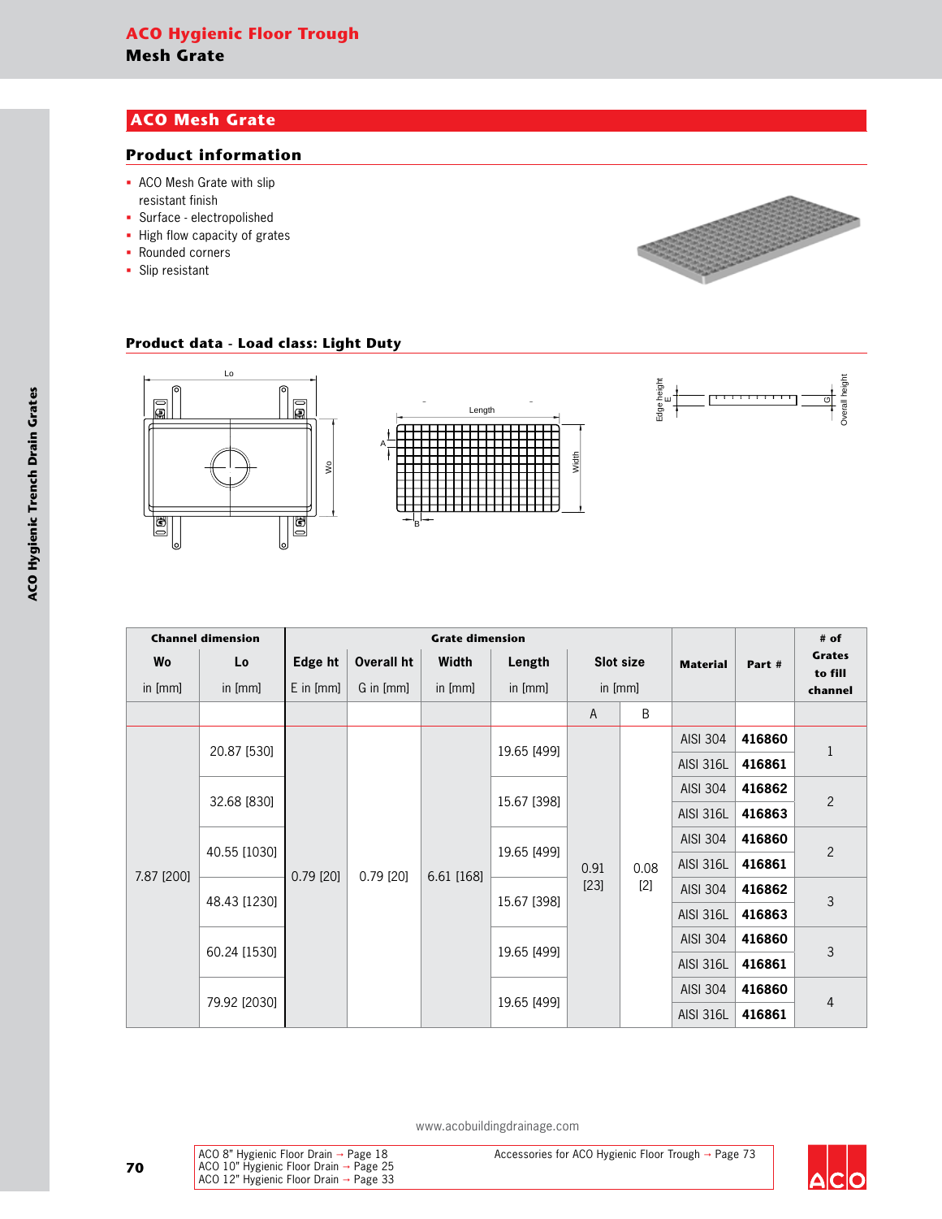## ACO Mesh Grate

### Product information

- ACO Mesh Grate with slip resistant finish
- Surface - electropolished
- High flow capacity of grates
- Rounded corners
- Slip resistant

### Product data - Load class: Light Duty

Lo

Wo

Length

A

B

Width

Edge height E

G

Overall height

| Channel dimension | | Grate dimension | | | | | | Material | Part # | # of Grates to fill channel |
|---|---|---|---|---|---|---|---|---|---|---|
| Wo in [mm] | Lo in [mm] | Edge ht E in [mm] | Overall ht G in [mm] | Width in [mm] | Length in [mm] | Slot size in [mm] | | | | |
| | | | | | | A | B | | | |
| 7.87 [200] | 20.87 [530] | 0.79 [20] | 0.79 [20] | 6.61 [168] | 19.65 [499] | 0.91 [23] | 0.08 [2] | AISI 304 | **416860** | 1 |
| | | | | | | | | AISI 316L | **416861** | |
| | 32.68 [830] | | | | 15.67 [398] | | | AISI 304 | **416862** | 2 |
| | | | | | | | | AISI 316L | **416863** | |
| | 40.55 [1030] | | | | 19.65 [499] | | | AISI 304 | **416860** | 2 |
| | | | | | | | | AISI 316L | **416861** | |
| | 48.43 [1230] | | | | 15.67 [398] | | | AISI 304 | **416862** | 3 |
| | | | | | | | | AISI 316L | **416863** | |
| | 60.24 [1530] | | | | 19.65 [499] | | | AISI 304 | **416860** | 3 |
| | | | | | | | | AISI 316L | **416861** | |
| | 79.92 [2030] | | | | 19.65 [499] | | | AISI 304 | **416860** | 4 |
| | | | | | | | | AISI 316L | **416861** | |

www.acobuildingdrainage.com

ACO 8" Hygienic Floor Drain → Page 18
ACO 10" Hygienic Floor Drain → Page 25
ACO 12" Hygienic Floor Drain → Page 33

Accessories for ACO Hygienic Floor Trough → Page 73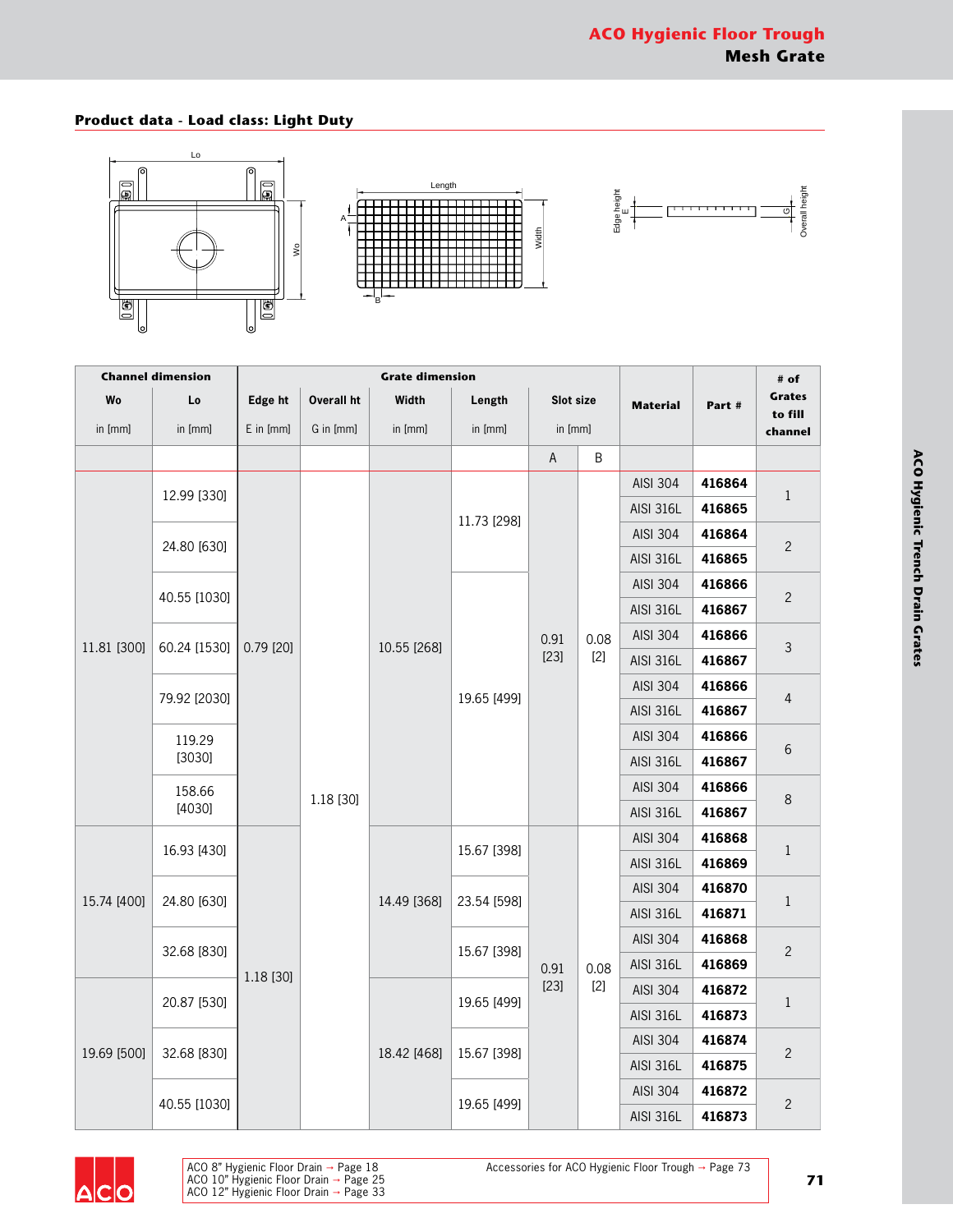## Product data - Load class: Light Duty

Lo

Wo

Length

A

B

Width

Edge height E

G

Overall height

| Channel dimension Wo in [mm] | Channel dimension Lo in [mm] | Edge ht E in [mm] | Overall ht G in [mm] | Width in [mm] | Length in [mm] | Slot size A in [mm] | Slot size B in [mm] | Material | Part # | # of Grates to fill channel |
|---|---|---|---|---|---|---|---|---|---|---|
| 11.81 [300] | 12.99 [330] | 0.79 [20] | 1.18 [30] | 10.55 [268] | 11.73 [298] | 0.91 [23] | 0.08 [2] | AISI 304 | **416864** | 1 |
| | | | | | | | | AISI 316L | **416865** | |
| | 24.80 [630] | | | | | | | AISI 304 | **416864** | 2 |
| | | | | | | | | AISI 316L | **416865** | |
| | 40.55 [1030] | | | | 19.65 [499] | | | AISI 304 | **416866** | 2 |
| | | | | | | | | AISI 316L | **416867** | |
| | 60.24 [1530] | | | | | | | AISI 304 | **416866** | 3 |
| | | | | | | | | AISI 316L | **416867** | |
| | 79.92 [2030] | | | | | | | AISI 304 | **416866** | 4 |
| | | | | | | | | AISI 316L | **416867** | |
| | 119.29 [3030] | | | | | | | AISI 304 | **416866** | 6 |
| | | | | | | | | AISI 316L | **416867** | |
| | 158.66 [4030] | | | | | | | AISI 304 | **416866** | 8 |
| | | | | | | | | AISI 316L | **416867** | |
| 15.74 [400] | 16.93 [430] | 1.18 [30] | | 14.49 [368] | 15.67 [398] | 0.91 [23] | 0.08 [2] | AISI 304 | **416868** | 1 |
| | | | | | | | | AISI 316L | **416869** | |
| | 24.80 [630] | | | | 23.54 [598] | | | AISI 304 | **416870** | 1 |
| | | | | | | | | AISI 316L | **416871** | |
| | 32.68 [830] | | | | 15.67 [398] | | | AISI 304 | **416868** | 2 |
| | | | | | | | | AISI 316L | **416869** | |
| 19.69 [500] | 20.87 [530] | | | 18.42 [468] | 19.65 [499] | | | AISI 304 | **416872** | 1 |
| | | | | | | | | AISI 316L | **416873** | |
| | 32.68 [830] | | | | 15.67 [398] | | | AISI 304 | **416874** | 2 |
| | | | | | | | | AISI 316L | **416875** | |
| | 40.55 [1030] | | | | 19.65 [499] | | | AISI 304 | **416872** | 2 |
| | | | | | | | | AISI 316L | **416873** | |

ACO 8" Hygienic Floor Drain → Page 18
ACO 10" Hygienic Floor Drain → Page 25
ACO 12" Hygienic Floor Drain → Page 33

Accessories for ACO Hygienic Floor Trough → Page 73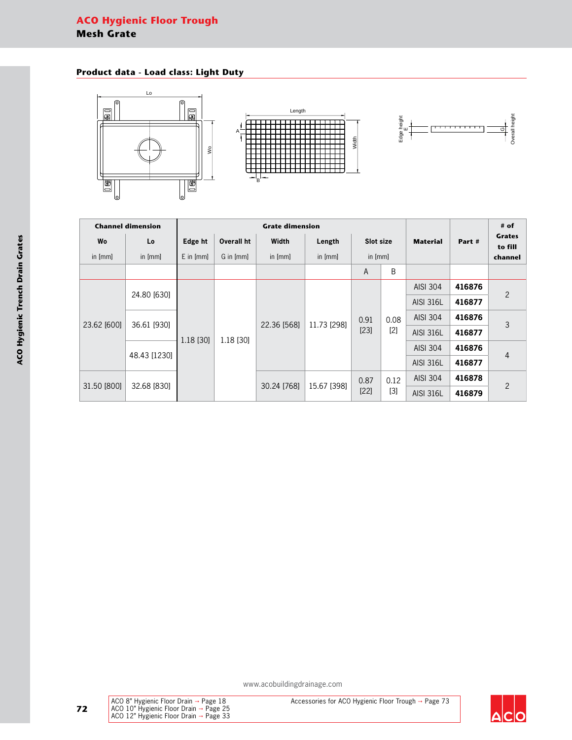# ACO Hygienic Floor Trough

## Mesh Grate

### Product data - Load class: Light Duty

Lo

Wo

Length

A

Width

B

Edge height E

G

Overall height

| Channel dimension | | Grate dimension | | | | | | Material | Part # | # of Grates to fill channel |
|---|---|---|---|---|---|---|---|---|---|---|
| Wo in [mm] | Lo in [mm] | Edge ht E in [mm] | Overall ht G in [mm] | Width in [mm] | Length in [mm] | Slot size in [mm] | | | | |
| | | | | | | A | B | | | |
| 23.62 [600] | 24.80 [630] | 1.18 [30] | 1.18 [30] | 22.36 [568] | 11.73 [298] | 0.91 [23] | 0.08 [2] | AISI 304 | **416876** | 2 |
| | | | | | | | | AISI 316L | **416877** | |
| | 36.61 [930] | | | | | | | AISI 304 | **416876** | 3 |
| | | | | | | | | AISI 316L | **416877** | |
| | 48.43 [1230] | | | | | | | AISI 304 | **416876** | 4 |
| | | | | | | | | AISI 316L | **416877** | |
| 31.50 [800] | 32.68 [830] | | | 30.24 [768] | 15.67 [398] | 0.87 [22] | 0.12 [3] | AISI 304 | **416878** | 2 |
| | | | | | | | | AISI 316L | **416879** | |

www.acobuildingdrainage.com

ACO 8" Hygienic Floor Drain → Page 18
ACO 10" Hygienic Floor Drain → Page 25
ACO 12" Hygienic Floor Drain → Page 33

Accessories for ACO Hygienic Floor Trough → Page 73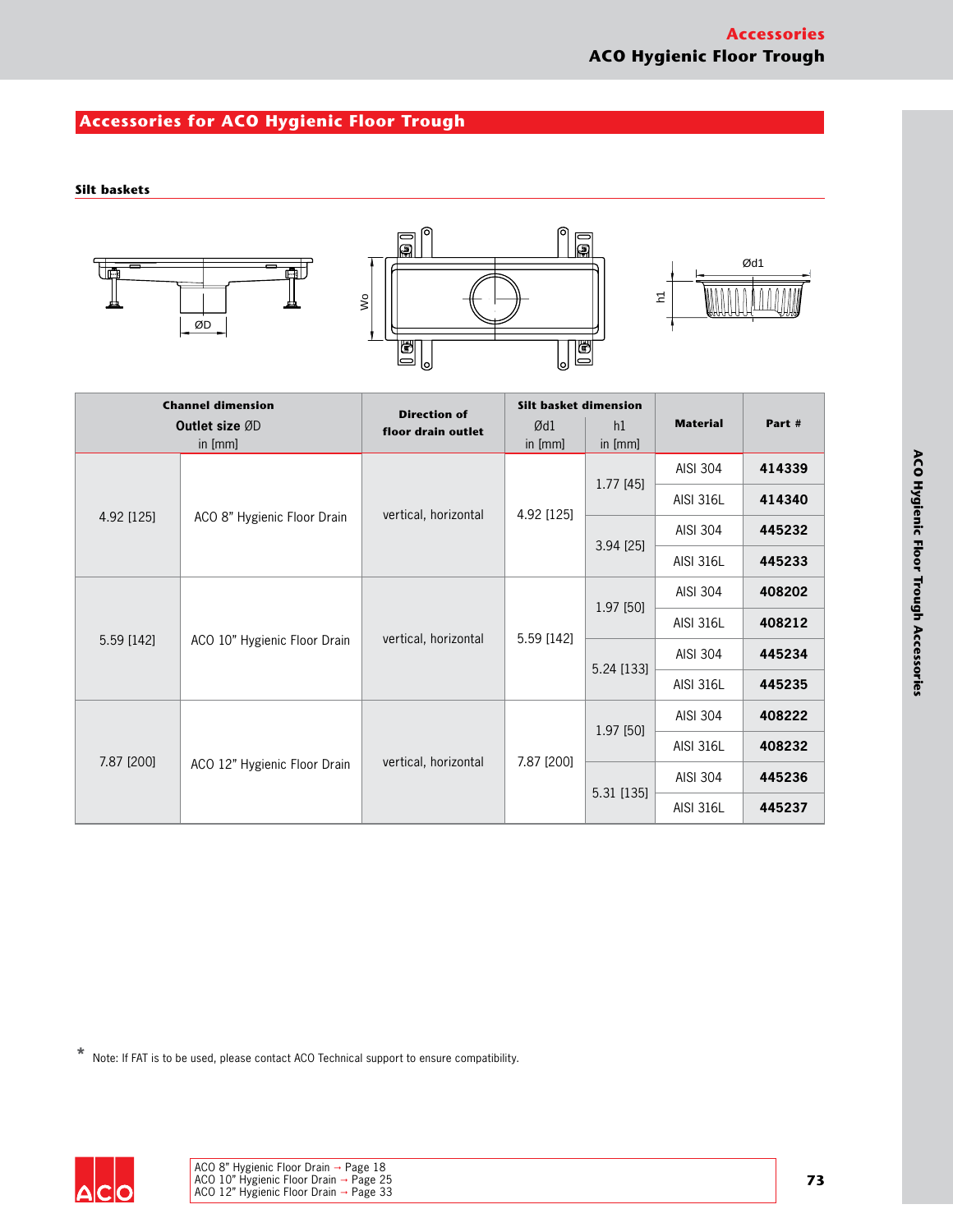## Accessories for ACO Hygienic Floor Trough

**Silt baskets**

ØD

Wo

Ød1

h1

| Channel dimension Outlet size ØD in [mm] | | Direction of floor drain outlet | Silt basket dimension Ød1 in [mm] | h1 in [mm] | Material | Part # |
|---|---|---|---|---|---|---|
| 4.92 [125] | ACO 8" Hygienic Floor Drain | vertical, horizontal | 4.92 [125] | 1.77 [45] | AISI 304 | **414339** |
| | | | | | AISI 316L | **414340** |
| | | | | 3.94 [25] | AISI 304 | **445232** |
| | | | | | AISI 316L | **445233** |
| 5.59 [142] | ACO 10" Hygienic Floor Drain | vertical, horizontal | 5.59 [142] | 1.97 [50] | AISI 304 | **408202** |
| | | | | | AISI 316L | **408212** |
| | | | | 5.24 [133] | AISI 304 | **445234** |
| | | | | | AISI 316L | **445235** |
| 7.87 [200] | ACO 12" Hygienic Floor Drain | vertical, horizontal | 7.87 [200] | 1.97 [50] | AISI 304 | **408222** |
| | | | | | AISI 316L | **408232** |
| | | | | 5.31 [135] | AISI 304 | **445236** |
| | | | | | AISI 316L | **445237** |

* Note: If FAT is to be used, please contact ACO Technical support to ensure compatibility.

ACO 8" Hygienic Floor Drain → Page 18
ACO 10" Hygienic Floor Drain → Page 25
ACO 12" Hygienic Floor Drain → Page 33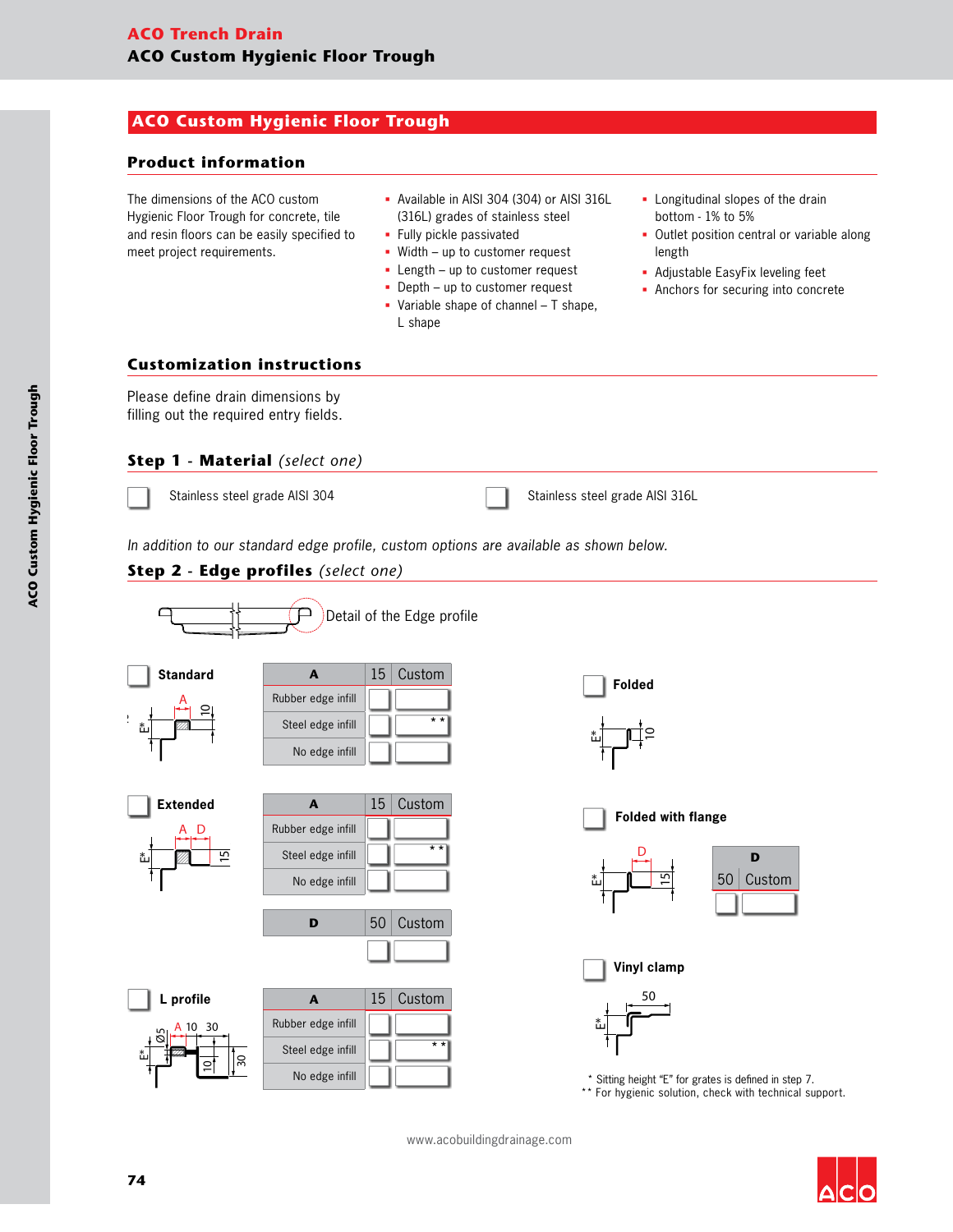# ACO Custom Hygienic Floor Trough

## Product information

The dimensions of the ACO custom Hygienic Floor Trough for concrete, tile and resin floors can be easily specified to meet project requirements.

- Available in AISI 304 (304) or AISI 316L (316L) grades of stainless steel
- Fully pickle passivated
- Width – up to customer request
- Length – up to customer request
- Depth – up to customer request
- Variable shape of channel – T shape, L shape

- Longitudinal slopes of the drain bottom - 1% to 5%
- Outlet position central or variable along length
- Adjustable EasyFix leveling feet
- Anchors for securing into concrete

## Customization instructions

Please define drain dimensions by filling out the required entry fields.

## Step 1 - Material *(select one)*

☐ Stainless steel grade AISI 304

☐ Stainless steel grade AISI 316L

*In addition to our standard edge profile, custom options are available as shown below.*

## Step 2 - Edge profiles *(select one)*

Detail of the Edge profile

**☐ Standard**

A 10 E*

| A | 15 | Custom |
|---|---|---|
| Rubber edge infill | ☐ | |
| Steel edge infill | ☐ | * * |
| No edge infill | ☐ | |

**☐ Extended**

A D 15 E*

| A | 15 | Custom |
|---|---|---|
| Rubber edge infill | ☐ | |
| Steel edge infill | ☐ | * * |
| No edge infill | ☐ | |

| D | 50 | Custom |
|---|---|---|
| | ☐ | |

**☐ L profile**

A 10 30 Ø5 E* 10 30

| A | 15 | Custom |
|---|---|---|
| Rubber edge infill | ☐ | |
| Steel edge infill | ☐ | * * |
| No edge infill | ☐ | |

**☐ Folded**

E* 10

**☐ Folded with flange**

D 15 E*

| D | 50 | Custom |
|---|---|---|
| | ☐ | |

**☐ Vinyl clamp**

50 E*

\* Sitting height "E" for grates is defined in step 7.
\*\* For hygienic solution, check with technical support.

www.acobuildingdrainage.com